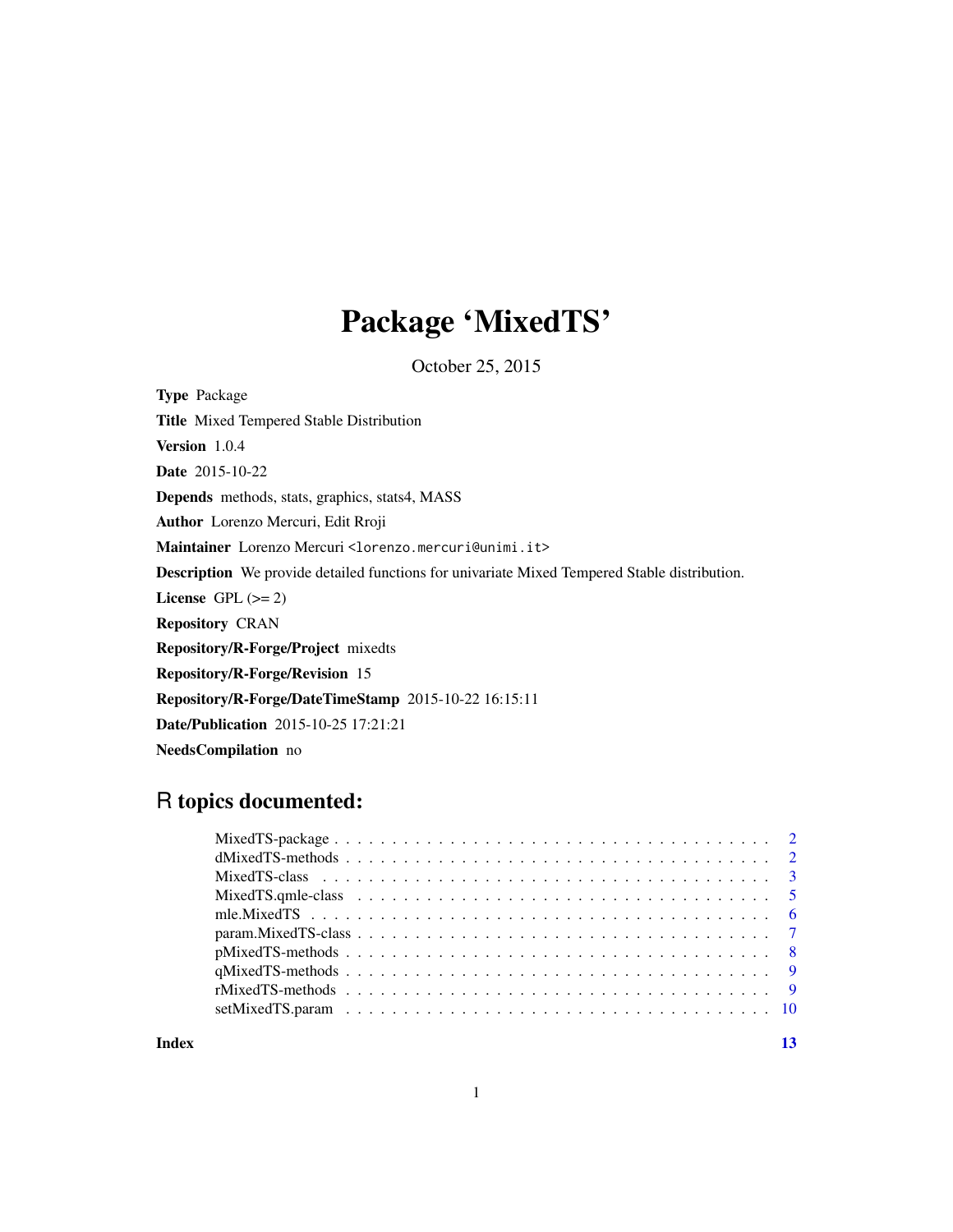# Package 'MixedTS'

October 25, 2015

**Type** Package

**Title** Mixed Tempered Stable Distribution

**Version** 1.0.4

**Date** 2015-10-22

**Depends** methods, stats, graphics, stats4, MASS

**Author** Lorenzo Mercuri, Edit Rroji

**Maintainer** Lorenzo Mercuri <lorenzo.mercuri@unimi.it>

**Description** We provide detailed functions for univariate Mixed Tempered Stable distribution.

**License** GPL (>= 2)

**Repository** CRAN

**Repository/R-Forge/Project** mixedts

**Repository/R-Forge/Revision** 15

**Repository/R-Forge/DateTimeStamp** 2015-10-22 16:15:11

**Date/Publication** 2015-10-25 17:21:21

**NeedsCompilation** no

## R topics documented:

- MixedTS-package . . . . . . . . . . . . . . . . . . . . . . . . . . . . . . . . . . . . . . 2
- dMixedTS-methods . . . . . . . . . . . . . . . . . . . . . . . . . . . . . . . . . . . . . 2
- MixedTS-class . . . . . . . . . . . . . . . . . . . . . . . . . . . . . . . . . . . . . . . 3
- MixedTS.qmle-class . . . . . . . . . . . . . . . . . . . . . . . . . . . . . . . . . . . . 5
- mle.MixedTS . . . . . . . . . . . . . . . . . . . . . . . . . . . . . . . . . . . . . . . . 6
- param.MixedTS-class . . . . . . . . . . . . . . . . . . . . . . . . . . . . . . . . . . . 7
- pMixedTS-methods . . . . . . . . . . . . . . . . . . . . . . . . . . . . . . . . . . . . . 8
- qMixedTS-methods . . . . . . . . . . . . . . . . . . . . . . . . . . . . . . . . . . . . . 9
- rMixedTS-methods . . . . . . . . . . . . . . . . . . . . . . . . . . . . . . . . . . . . . 9
- setMixedTS.param . . . . . . . . . . . . . . . . . . . . . . . . . . . . . . . . . . . . . 10

**Index** **13**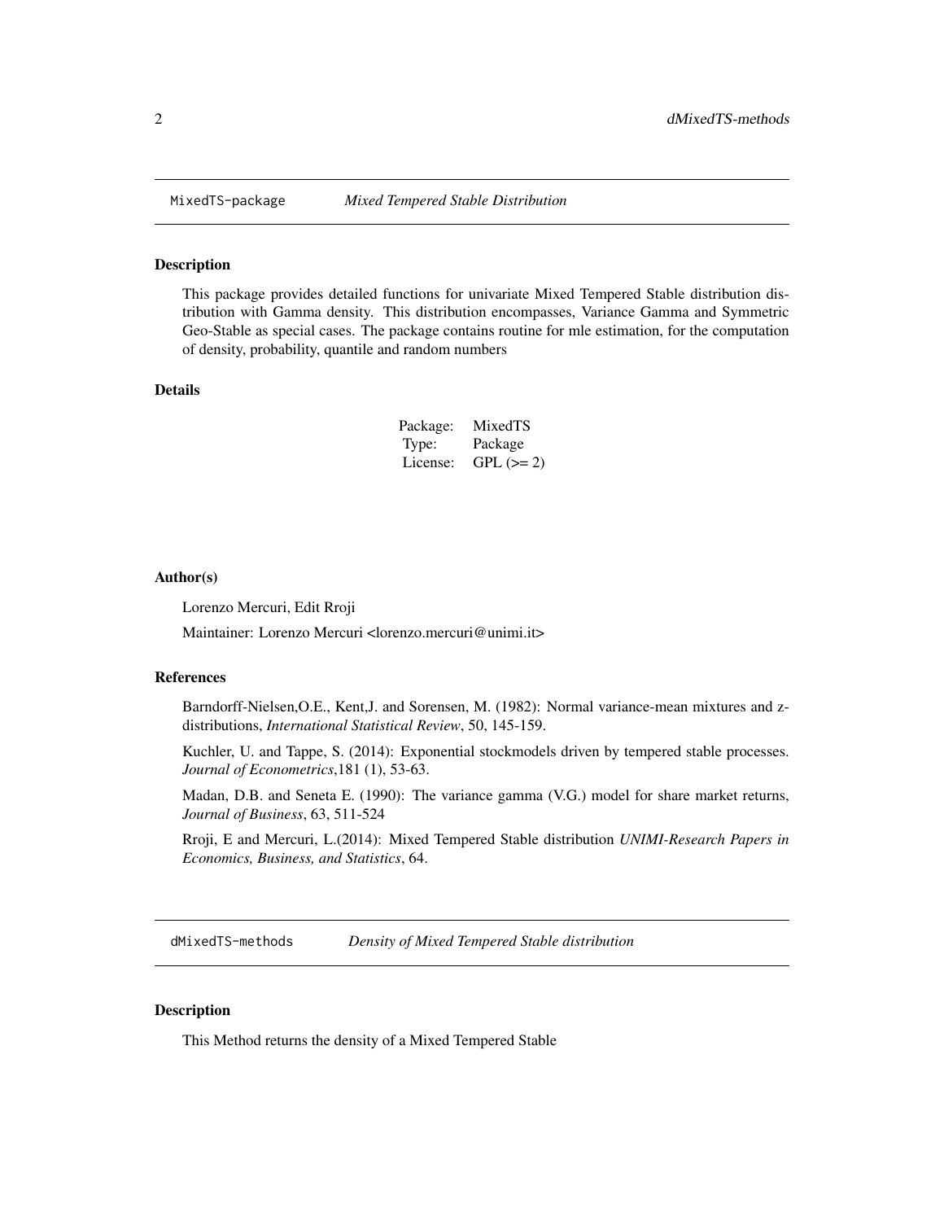## MixedTS-package *Mixed Tempered Stable Distribution*

### Description

This package provides detailed functions for univariate Mixed Tempered Stable distribution distribution with Gamma density. This distribution encompasses, Variance Gamma and Symmetric Geo-Stable as special cases. The package contains routine for mle estimation, for the computation of density, probability, quantile and random numbers

### Details

| | |
|---|---|
| Package: | MixedTS |
| Type: | Package |
| License: | GPL (>= 2) |

### Author(s)

Lorenzo Mercuri, Edit Rroji

Maintainer: Lorenzo Mercuri <lorenzo.mercuri@unimi.it>

### References

Barndorff-Nielsen,O.E., Kent,J. and Sorensen, M. (1982): Normal variance-mean mixtures and z-distributions, *International Statistical Review*, 50, 145-159.

Kuchler, U. and Tappe, S. (2014): Exponential stockmodels driven by tempered stable processes. *Journal of Econometrics*,181 (1), 53-63.

Madan, D.B. and Seneta E. (1990): The variance gamma (V.G.) model for share market returns, *Journal of Business*, 63, 511-524

Rroji, E and Mercuri, L.(2014): Mixed Tempered Stable distribution *UNIMI-Research Papers in Economics, Business, and Statistics*, 64.

## dMixedTS-methods *Density of Mixed Tempered Stable distribution*

### Description

This Method returns the density of a Mixed Tempered Stable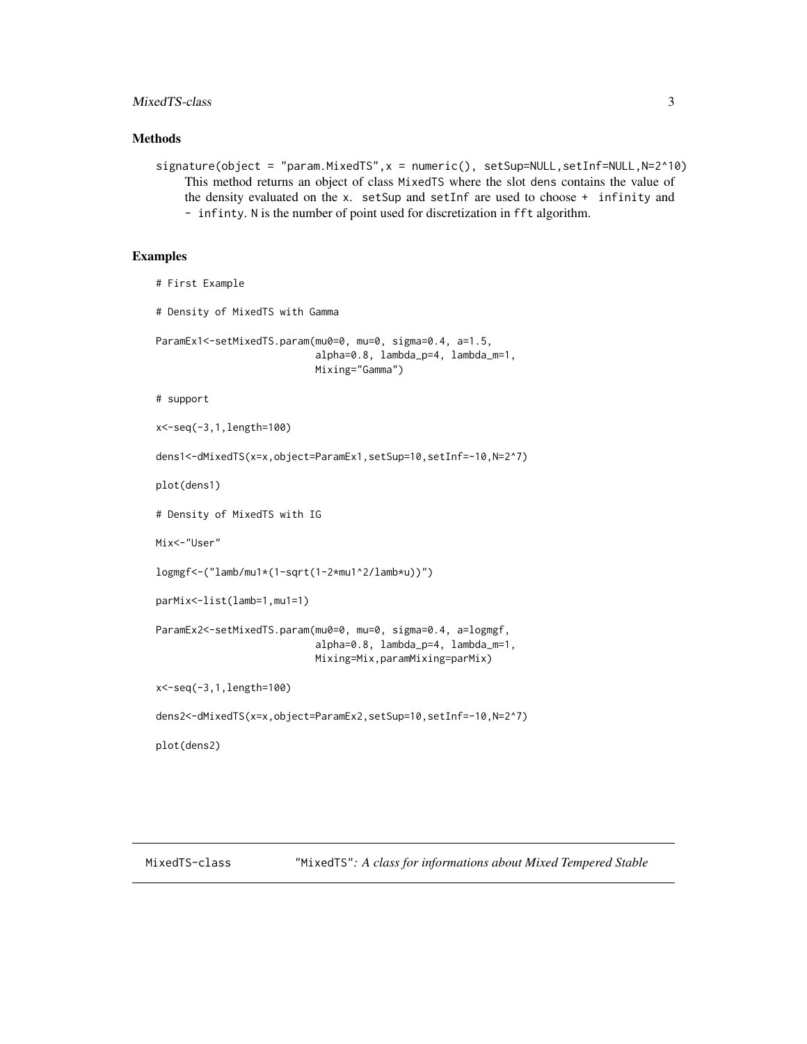## Methods

`signature(object = "param.MixedTS",x = numeric(), setSup=NULL,setInf=NULL,N=2^10)`
: This method returns an object of class `MixedTS` where the slot `dens` contains the value of the density evaluated on the `x`. `setSup` and `setInf` are used to choose `+ infinity` and `- infinty`. `N` is the number of point used for discretization in `fft` algorithm.

## Examples

```
# First Example

# Density of MixedTS with Gamma

ParamEx1<-setMixedTS.param(mu0=0, mu=0, sigma=0.4, a=1.5,
                           alpha=0.8, lambda_p=4, lambda_m=1,
                           Mixing="Gamma")

# support

x<-seq(-3,1,length=100)

dens1<-dMixedTS(x=x,object=ParamEx1,setSup=10,setInf=-10,N=2^7)

plot(dens1)

# Density of MixedTS with IG

Mix<-"User"

logmgf<-("lamb/mu1*(1-sqrt(1-2*mu1^2/lamb*u))")

parMix<-list(lamb=1,mu1=1)

ParamEx2<-setMixedTS.param(mu0=0, mu=0, sigma=0.4, a=logmgf,
                           alpha=0.8, lambda_p=4, lambda_m=1,
                           Mixing=Mix,paramMixing=parMix)

x<-seq(-3,1,length=100)

dens2<-dMixedTS(x=x,object=ParamEx2,setSup=10,setInf=-10,N=2^7)

plot(dens2)
```

---

MixedTS-class — *"MixedTS": A class for informations about Mixed Tempered Stable*

---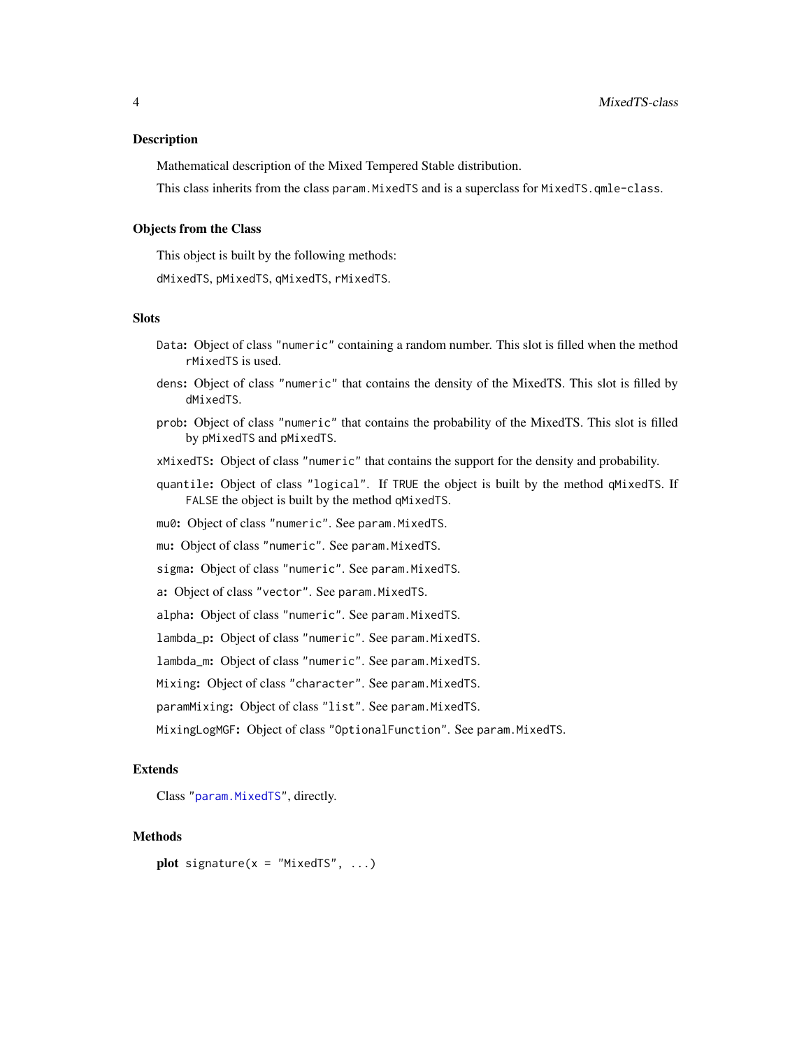## Description

Mathematical description of the Mixed Tempered Stable distribution.

This class inherits from the class `param.MixedTS` and is a superclass for `MixedTS.qmle-class`.

## Objects from the Class

This object is built by the following methods:

`dMixedTS`, `pMixedTS`, `qMixedTS`, `rMixedTS`.

## Slots

`Data`**:** Object of class `"numeric"` containing a random number. This slot is filled when the method `rMixedTS` is used.

`dens`**:** Object of class `"numeric"` that contains the density of the MixedTS. This slot is filled by `dMixedTS`.

`prob`**:** Object of class `"numeric"` that contains the probability of the MixedTS. This slot is filled by `pMixedTS` and `pMixedTS`.

`xMixedTS`**:** Object of class `"numeric"` that contains the support for the density and probability.

`quantile`**:** Object of class `"logical"`. If `TRUE` the object is built by the method `qMixedTS`. If `FALSE` the object is built by the method `qMixedTS`.

`mu0`**:** Object of class `"numeric"`. See `param.MixedTS`.

`mu`**:** Object of class `"numeric"`. See `param.MixedTS`.

`sigma`**:** Object of class `"numeric"`. See `param.MixedTS`.

`a`**:** Object of class `"vector"`. See `param.MixedTS`.

`alpha`**:** Object of class `"numeric"`. See `param.MixedTS`.

`lambda_p`**:** Object of class `"numeric"`. See `param.MixedTS`.

`lambda_m`**:** Object of class `"numeric"`. See `param.MixedTS`.

`Mixing`**:** Object of class `"character"`. See `param.MixedTS`.

`paramMixing`**:** Object of class `"list"`. See `param.MixedTS`.

`MixingLogMGF`**:** Object of class `"OptionalFunction"`. See `param.MixedTS`.

## Extends

Class `"param.MixedTS"`, directly.

## Methods

**plot** `signature(x = "MixedTS", ...)`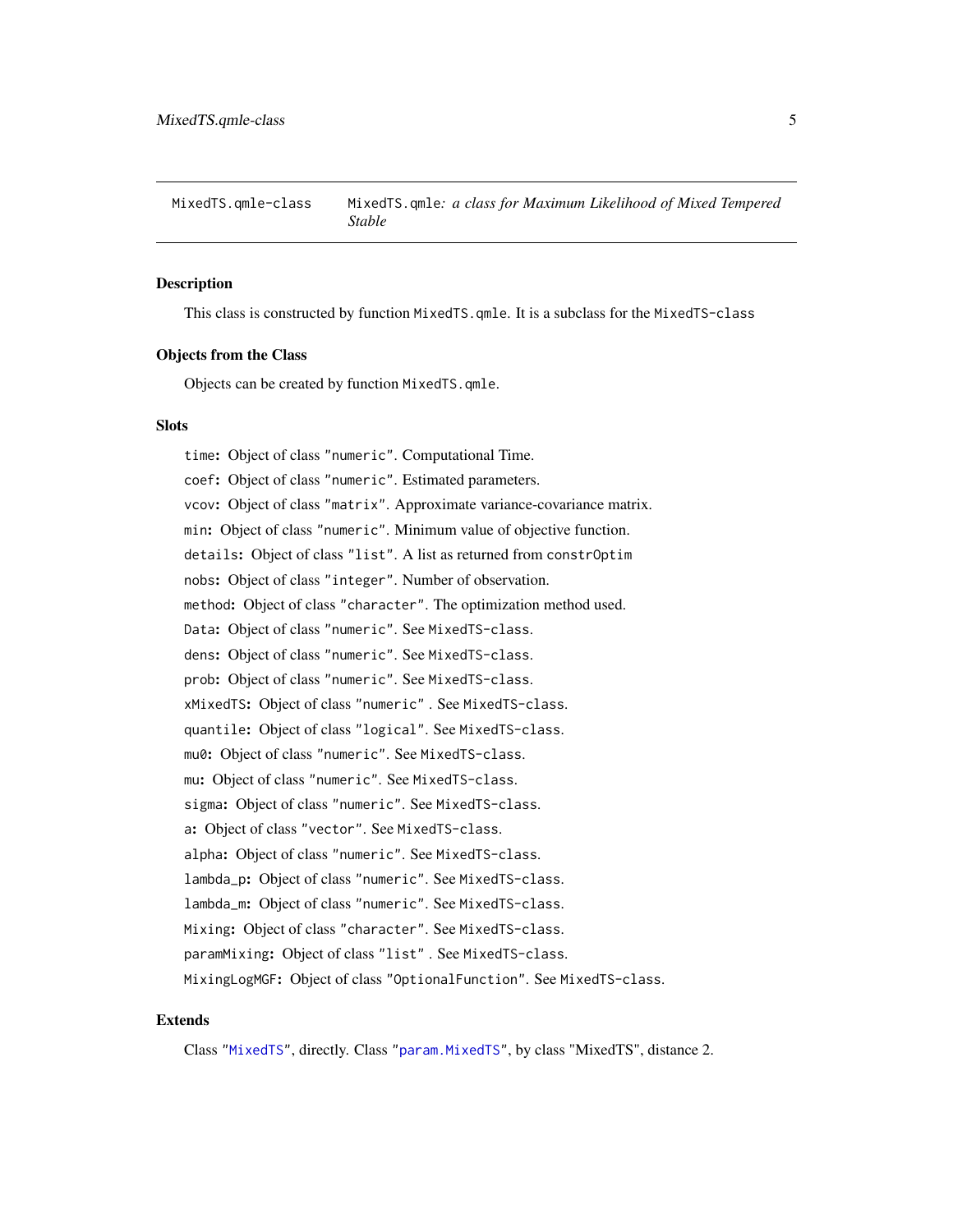MixedTS.qmle-class    MixedTS.qmle*: a class for Maximum Likelihood of Mixed Tempered Stable*

## Description

This class is constructed by function `MixedTS.qmle`. It is a subclass for the `MixedTS-class`

## Objects from the Class

Objects can be created by function `MixedTS.qmle`.

## Slots

- `time`: Object of class `"numeric"`. Computational Time.
- `coef`: Object of class `"numeric"`. Estimated parameters.
- `vcov`: Object of class `"matrix"`. Approximate variance-covariance matrix.
- `min`: Object of class `"numeric"`. Minimum value of objective function.
- `details`: Object of class `"list"`. A list as returned from `constrOptim`
- `nobs`: Object of class `"integer"`. Number of observation.
- `method`: Object of class `"character"`. The optimization method used.
- `Data`: Object of class `"numeric"`. See `MixedTS-class`.
- `dens`: Object of class `"numeric"`. See `MixedTS-class`.
- `prob`: Object of class `"numeric"`. See `MixedTS-class`.
- `xMixedTS`: Object of class `"numeric"` . See `MixedTS-class`.
- `quantile`: Object of class `"logical"`. See `MixedTS-class`.
- `mu0`: Object of class `"numeric"`. See `MixedTS-class`.
- `mu`: Object of class `"numeric"`. See `MixedTS-class`.
- `sigma`: Object of class `"numeric"`. See `MixedTS-class`.
- `a`: Object of class `"vector"`. See `MixedTS-class`.
- `alpha`: Object of class `"numeric"`. See `MixedTS-class`.
- `lambda_p`: Object of class `"numeric"`. See `MixedTS-class`.
- `lambda_m`: Object of class `"numeric"`. See `MixedTS-class`.
- `Mixing`: Object of class `"character"`. See `MixedTS-class`.
- `paramMixing`: Object of class `"list"` . See `MixedTS-class`.
- `MixingLogMGF`: Object of class `"OptionalFunction"`. See `MixedTS-class`.

## Extends

Class `"MixedTS"`, directly. Class `"param.MixedTS"`, by class "MixedTS", distance 2.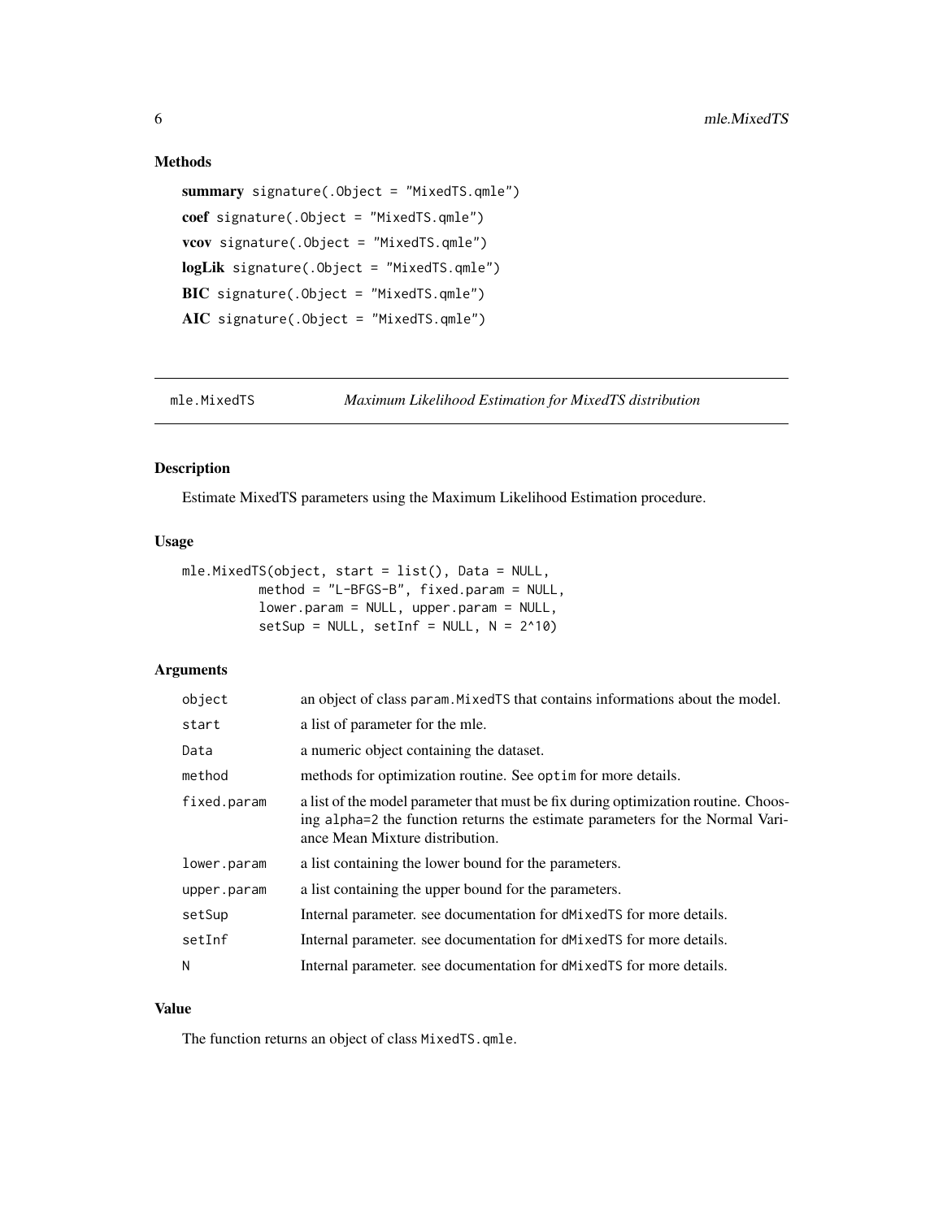### Methods

**summary** `signature(.Object = "MixedTS.qmle")`

**coef** `signature(.Object = "MixedTS.qmle")`

**vcov** `signature(.Object = "MixedTS.qmle")`

**logLik** `signature(.Object = "MixedTS.qmle")`

**BIC** `signature(.Object = "MixedTS.qmle")`

**AIC** `signature(.Object = "MixedTS.qmle")`

---

## mle.MixedTS — *Maximum Likelihood Estimation for MixedTS distribution*

---

### Description

Estimate MixedTS parameters using the Maximum Likelihood Estimation procedure.

### Usage

```
mle.MixedTS(object, start = list(), Data = NULL,
          method = "L-BFGS-B", fixed.param = NULL,
          lower.param = NULL, upper.param = NULL,
          setSup = NULL, setInf = NULL, N = 2^10)
```

### Arguments

| | |
|---|---|
| `object` | an object of class `param.MixedTS` that contains informations about the model. |
| `start` | a list of parameter for the mle. |
| `Data` | a numeric object containing the dataset. |
| `method` | methods for optimization routine. See `optim` for more details. |
| `fixed.param` | a list of the model parameter that must be fix during optimization routine. Choosing `alpha=2` the function returns the estimate parameters for the Normal Variance Mean Mixture distribution. |
| `lower.param` | a list containing the lower bound for the parameters. |
| `upper.param` | a list containing the upper bound for the parameters. |
| `setSup` | Internal parameter. see documentation for `dMixedTS` for more details. |
| `setInf` | Internal parameter. see documentation for `dMixedTS` for more details. |
| `N` | Internal parameter. see documentation for `dMixedTS` for more details. |

### Value

The function returns an object of class `MixedTS.qmle`.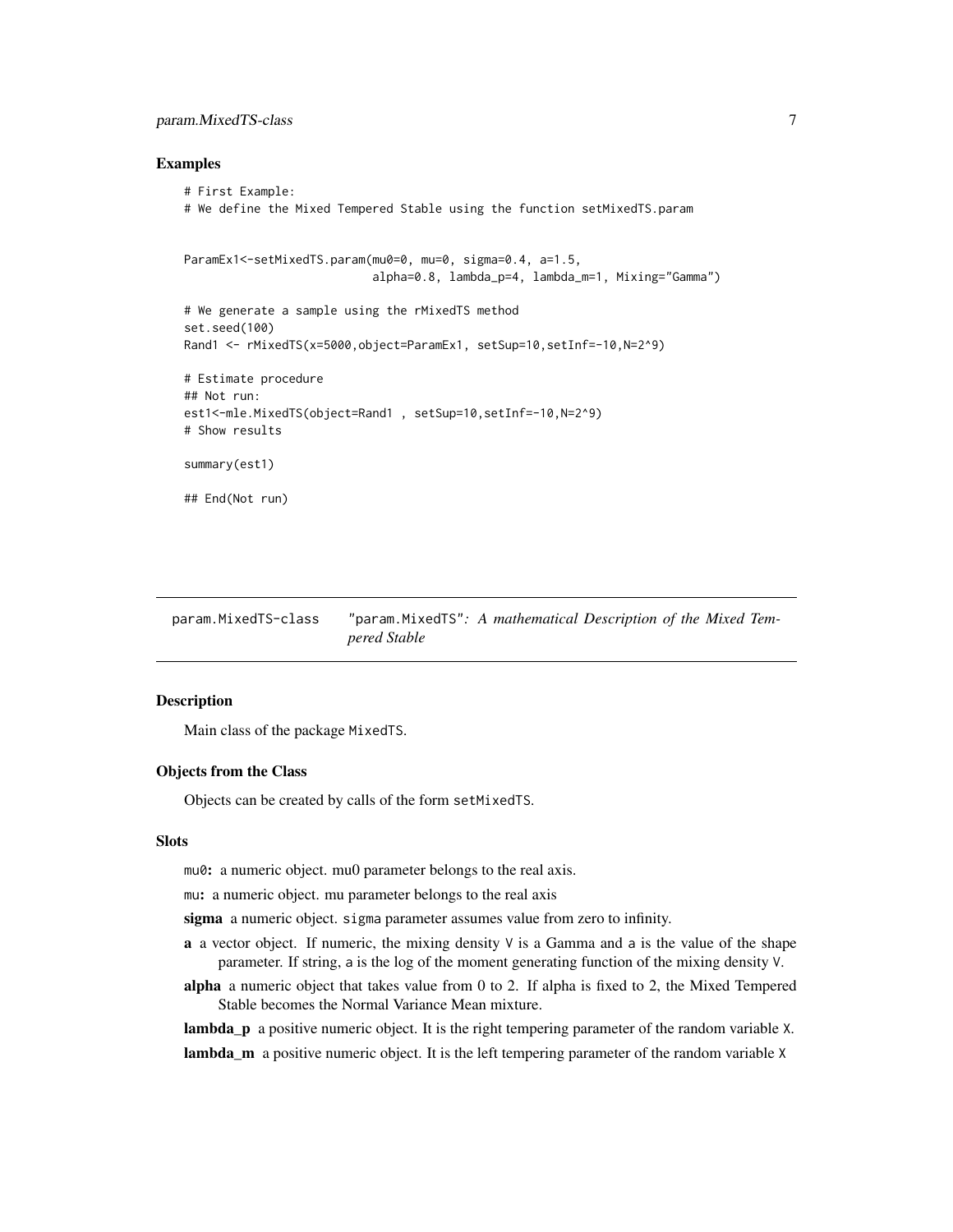### Examples

```
# First Example:
# We define the Mixed Tempered Stable using the function setMixedTS.param


ParamEx1<-setMixedTS.param(mu0=0, mu=0, sigma=0.4, a=1.5,
                           alpha=0.8, lambda_p=4, lambda_m=1, Mixing="Gamma")

# We generate a sample using the rMixedTS method
set.seed(100)
Rand1 <- rMixedTS(x=5000,object=ParamEx1, setSup=10,setInf=-10,N=2^9)

# Estimate procedure
## Not run:
est1<-mle.MixedTS(object=Rand1 , setSup=10,setInf=-10,N=2^9)
# Show results

summary(est1)

## End(Not run)
```

---

## param.MixedTS-class — "param.MixedTS": *A mathematical Description of the Mixed Tempered Stable*

---

### Description

Main class of the package `MixedTS`.

### Objects from the Class

Objects can be created by calls of the form `setMixedTS`.

### Slots

`mu0`**:** a numeric object. mu0 parameter belongs to the real axis.

`mu`**:** a numeric object. mu parameter belongs to the real axis

**sigma** a numeric object. `sigma` parameter assumes value from zero to infinity.

**a** a vector object. If numeric, the mixing density `V` is a Gamma and `a` is the value of the shape parameter. If string, `a` is the log of the moment generating function of the mixing density `V`.

**alpha** a numeric object that takes value from 0 to 2. If alpha is fixed to 2, the Mixed Tempered Stable becomes the Normal Variance Mean mixture.

**lambda_p** a positive numeric object. It is the right tempering parameter of the random variable `X`.

**lambda_m** a positive numeric object. It is the left tempering parameter of the random variable `X`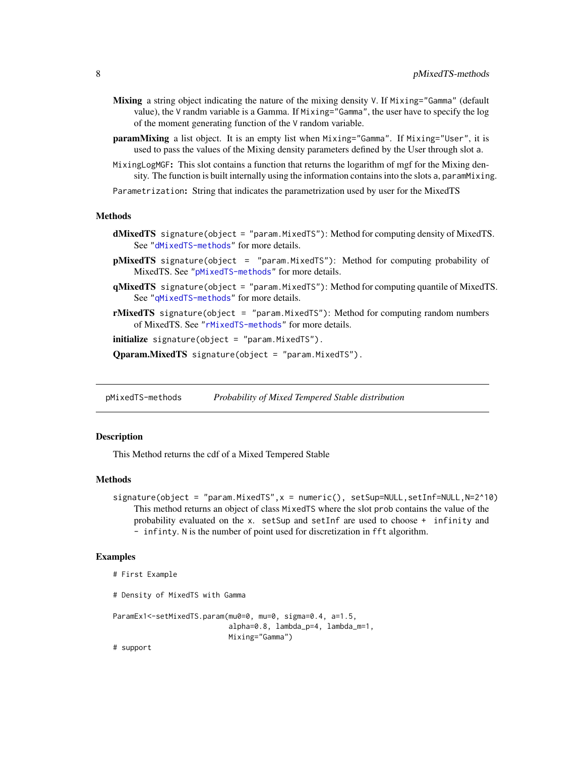**Mixing** a string object indicating the nature of the mixing density `V`. If `Mixing="Gamma"` (default value), the `V` randm variable is a Gamma. If `Mixing="Gamma"`, the user have to specify the log of the moment generating function of the `V` random variable.

**paramMixing** a list object. It is an empty list when `Mixing="Gamma"`. If `Mixing="User"`, it is used to pass the values of the Mixing density parameters defined by the User through slot `a`.

`MixingLogMGF`**:** This slot contains a function that returns the logarithm of mgf for the Mixing density. The function is built internally using the information contains into the slots `a`, `paramMixing`.

`Parametrization`**:** String that indicates the parametrization used by user for the MixedTS

### Methods

**dMixedTS** `signature(object = "param.MixedTS")`: Method for computing density of MixedTS. See "`dMixedTS-methods`" for more details.

**pMixedTS** `signature(object = "param.MixedTS")`: Method for computing probability of MixedTS. See "`pMixedTS-methods`" for more details.

**qMixedTS** `signature(object = "param.MixedTS")`: Method for computing quantile of MixedTS. See "`qMixedTS-methods`" for more details.

**rMixedTS** `signature(object = "param.MixedTS")`: Method for computing random numbers of MixedTS. See "`rMixedTS-methods`" for more details.

**initialize** `signature(object = "param.MixedTS")`.

**Qparam.MixedTS** `signature(object = "param.MixedTS")`.

---

## pMixedTS-methods *Probability of Mixed Tempered Stable distribution*

### Description

This Method returns the cdf of a Mixed Tempered Stable

### Methods

`signature(object = "param.MixedTS",x = numeric(), setSup=NULL,setInf=NULL,N=2^10)`
This method returns an object of class `MixedTS` where the slot `prob` contains the value of the probability evaluated on the `x`. `setSup` and `setInf` are used to choose `+ infinity` and `- infinty`. `N` is the number of point used for discretization in `fft` algorithm.

### Examples

```
# First Example

# Density of MixedTS with Gamma

ParamEx1<-setMixedTS.param(mu0=0, mu=0, sigma=0.4, a=1.5,
                           alpha=0.8, lambda_p=4, lambda_m=1,
                           Mixing="Gamma")
# support
```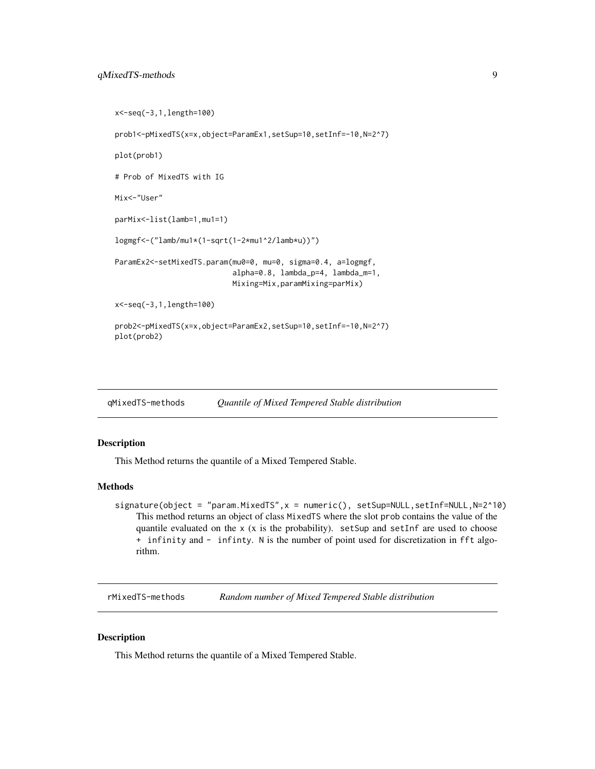```
x<-seq(-3,1,length=100)

prob1<-pMixedTS(x=x,object=ParamEx1,setSup=10,setInf=-10,N=2^7)

plot(prob1)

# Prob of MixedTS with IG

Mix<-"User"

parMix<-list(lamb=1,mu1=1)

logmgf<-("lamb/mu1*(1-sqrt(1-2*mu1^2/lamb*u))")

ParamEx2<-setMixedTS.param(mu0=0, mu=0, sigma=0.4, a=logmgf,
                           alpha=0.8, lambda_p=4, lambda_m=1,
                           Mixing=Mix,paramMixing=parMix)

x<-seq(-3,1,length=100)

prob2<-pMixedTS(x=x,object=ParamEx2,setSup=10,setInf=-10,N=2^7)
plot(prob2)
```

## qMixedTS-methods *Quantile of Mixed Tempered Stable distribution*

### Description

This Method returns the quantile of a Mixed Tempered Stable.

### Methods

`signature(object = "param.MixedTS",x = numeric(), setSup=NULL,setInf=NULL,N=2^10)`
: This method returns an object of class `MixedTS` where the slot `prob` contains the value of the quantile evaluated on the `x` (x is the probability). `setSup` and `setInf` are used to choose `+ infinity` and `- infinty`. `N` is the number of point used for discretization in `fft` algorithm.

## rMixedTS-methods *Random number of Mixed Tempered Stable distribution*

### Description

This Method returns the quantile of a Mixed Tempered Stable.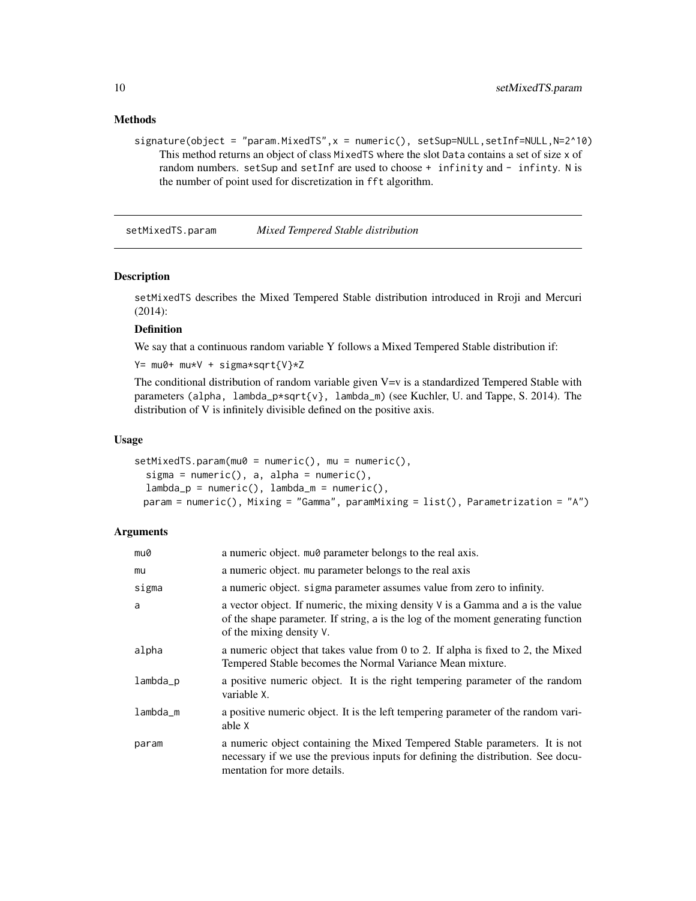### Methods

```
signature(object = "param.MixedTS",x = numeric(), setSup=NULL,setInf=NULL,N=2^10)
```

This method returns an object of class `MixedTS` where the slot `Data` contains a set of size `x` of random numbers. `setSup` and `setInf` are used to choose `+ infinity` and `- infinty`. `N` is the number of point used for discretization in `fft` algorithm.

---

## setMixedTS.param — *Mixed Tempered Stable distribution*

### Description

`setMixedTS` describes the Mixed Tempered Stable distribution introduced in Rroji and Mercuri (2014):

**Definition**

We say that a continuous random variable Y follows a Mixed Tempered Stable distribution if:

`Y= mu0+ mu*V + sigma*sqrt{V}*Z`

The conditional distribution of random variable given V=v is a standardized Tempered Stable with parameters `(alpha, lambda_p*sqrt{v}, lambda_m)` (see Kuchler, U. and Tappe, S. 2014). The distribution of V is infinitely divisible defined on the positive axis.

### Usage

```
setMixedTS.param(mu0 = numeric(), mu = numeric(),
  sigma = numeric(), a, alpha = numeric(),
  lambda_p = numeric(), lambda_m = numeric(),
 param = numeric(), Mixing = "Gamma", paramMixing = list(), Parametrization = "A")
```

### Arguments

| Argument | Description |
|---|---|
| `mu0` | a numeric object. `mu0` parameter belongs to the real axis. |
| `mu` | a numeric object. `mu` parameter belongs to the real axis |
| `sigma` | a numeric object. `sigma` parameter assumes value from zero to infinity. |
| `a` | a vector object. If numeric, the mixing density `V` is a Gamma and `a` is the value of the shape parameter. If string, `a` is the log of the moment generating function of the mixing density `V`. |
| `alpha` | a numeric object that takes value from 0 to 2. If alpha is fixed to 2, the Mixed Tempered Stable becomes the Normal Variance Mean mixture. |
| `lambda_p` | a positive numeric object. It is the right tempering parameter of the random variable `X`. |
| `lambda_m` | a positive numeric object. It is the left tempering parameter of the random variable `X` |
| `param` | a numeric object containing the Mixed Tempered Stable parameters. It is not necessary if we use the previous inputs for defining the distribution. See documentation for more details. |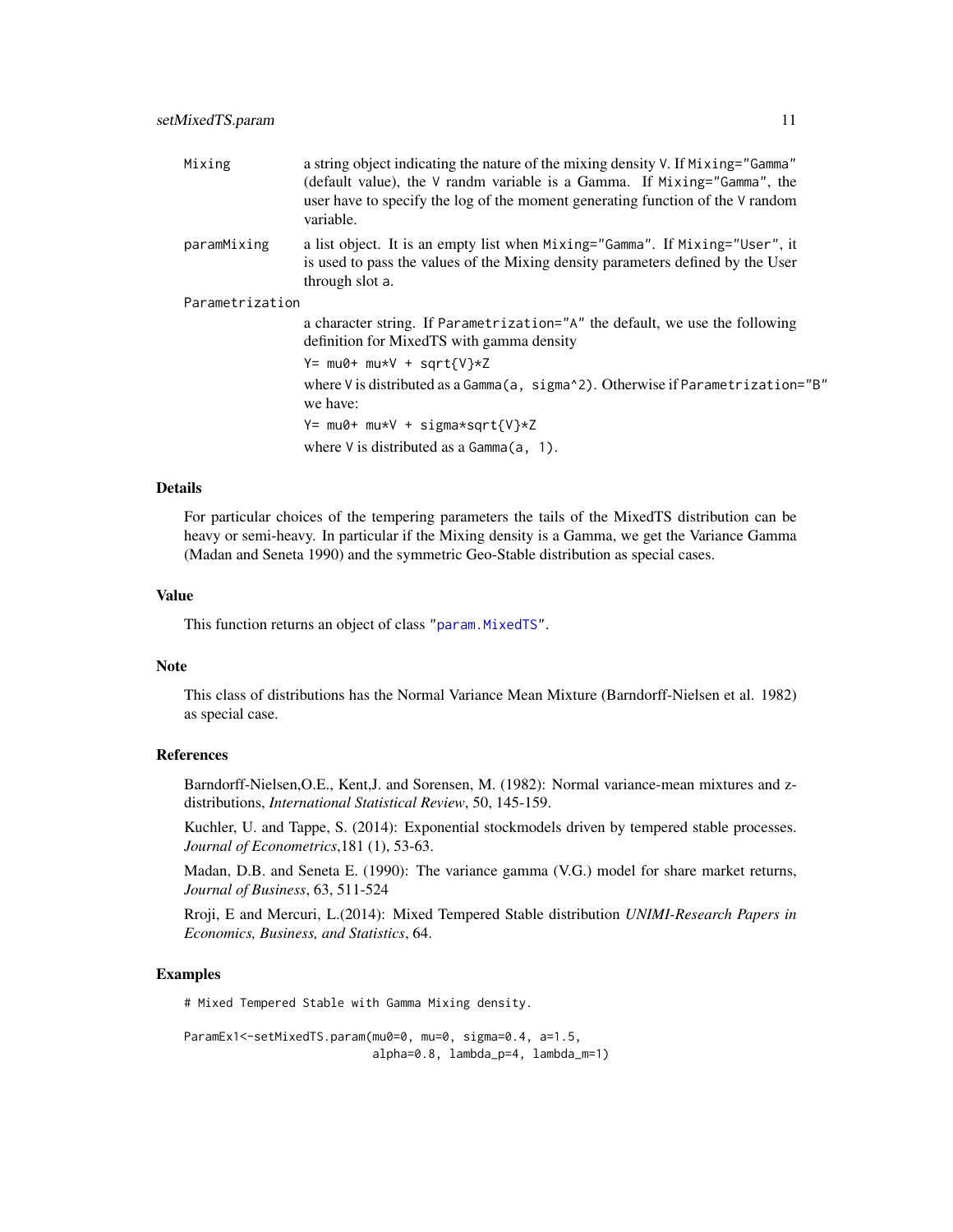**Mixing** a string object indicating the nature of the mixing density V. If Mixing="Gamma" (default value), the V randm variable is a Gamma. If Mixing="Gamma", the user have to specify the log of the moment generating function of the V random variable.

**paramMixing** a list object. It is an empty list when Mixing="Gamma". If Mixing="User", it is used to pass the values of the Mixing density parameters defined by the User through slot a.

**Parametrization** a character string. If Parametrization="A" the default, we use the following definition for MixedTS with gamma density

```
Y= mu0+ mu*V + sqrt{V}*Z
```

where V is distributed as a Gamma(a, sigma^2). Otherwise if Parametrization="B" we have:

```
Y= mu0+ mu*V + sigma*sqrt{V}*Z
```

where V is distributed as a Gamma(a, 1).

## Details

For particular choices of the tempering parameters the tails of the MixedTS distribution can be heavy or semi-heavy. In particular if the Mixing density is a Gamma, we get the Variance Gamma (Madan and Seneta 1990) and the symmetric Geo-Stable distribution as special cases.

## Value

This function returns an object of class "param.MixedTS".

## Note

This class of distributions has the Normal Variance Mean Mixture (Barndorff-Nielsen et al. 1982) as special case.

## References

Barndorff-Nielsen,O.E., Kent,J. and Sorensen, M. (1982): Normal variance-mean mixtures and z-distributions, *International Statistical Review*, 50, 145-159.

Kuchler, U. and Tappe, S. (2014): Exponential stockmodels driven by tempered stable processes. *Journal of Econometrics*,181 (1), 53-63.

Madan, D.B. and Seneta E. (1990): The variance gamma (V.G.) model for share market returns, *Journal of Business*, 63, 511-524

Rroji, E and Mercuri, L.(2014): Mixed Tempered Stable distribution *UNIMI-Research Papers in Economics, Business, and Statistics*, 64.

## Examples

```
# Mixed Tempered Stable with Gamma Mixing density.

ParamEx1<-setMixedTS.param(mu0=0, mu=0, sigma=0.4, a=1.5,
                          alpha=0.8, lambda_p=4, lambda_m=1)
```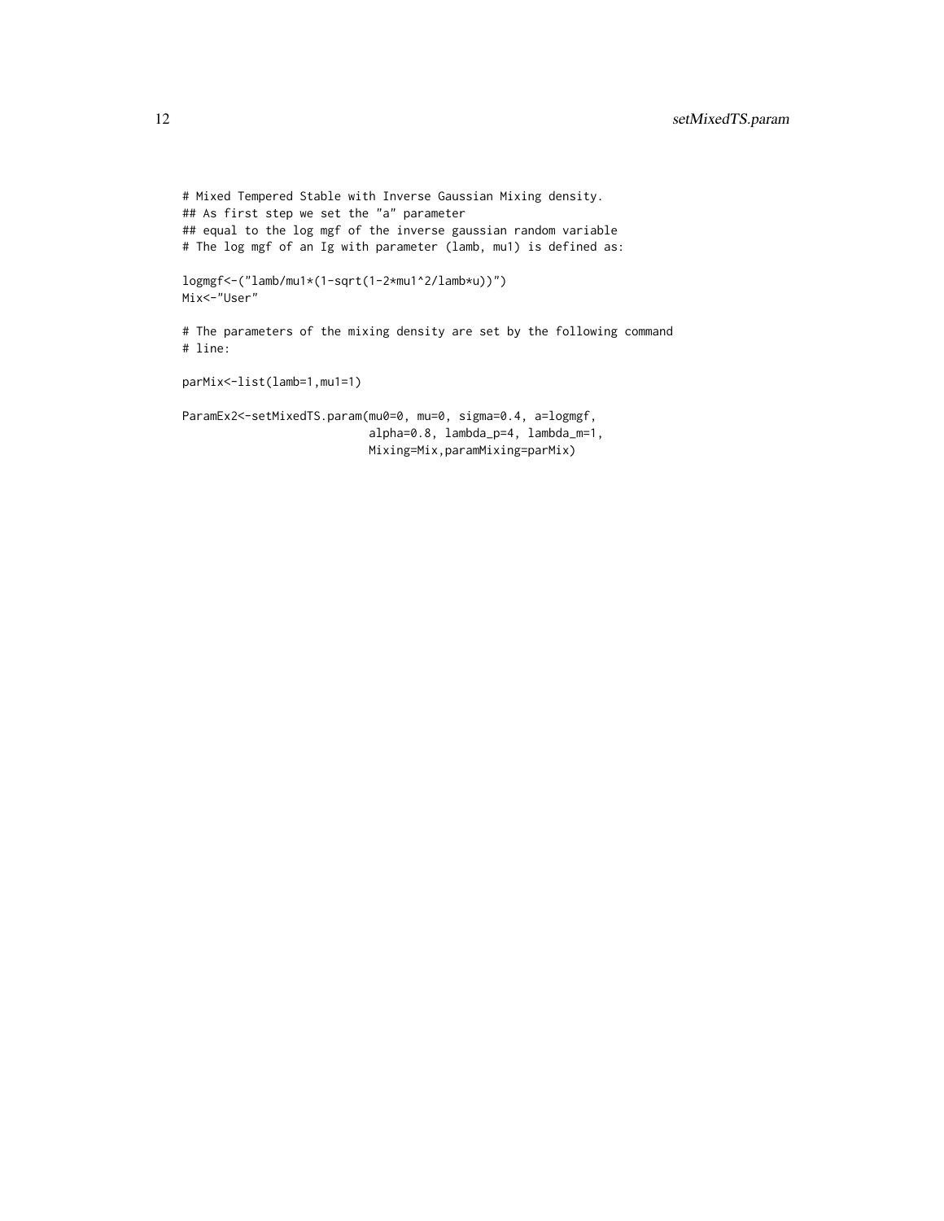```
# Mixed Tempered Stable with Inverse Gaussian Mixing density.
## As first step we set the "a" parameter
## equal to the log mgf of the inverse gaussian random variable
# The log mgf of an Ig with parameter (lamb, mu1) is defined as:

logmgf<-("lamb/mu1*(1-sqrt(1-2*mu1^2/lamb*u))")
Mix<-"User"

# The parameters of the mixing density are set by the following command
# line:

parMix<-list(lamb=1,mu1=1)

ParamEx2<-setMixedTS.param(mu0=0, mu=0, sigma=0.4, a=logmgf,
                           alpha=0.8, lambda_p=4, lambda_m=1,
                           Mixing=Mix,paramMixing=parMix)
```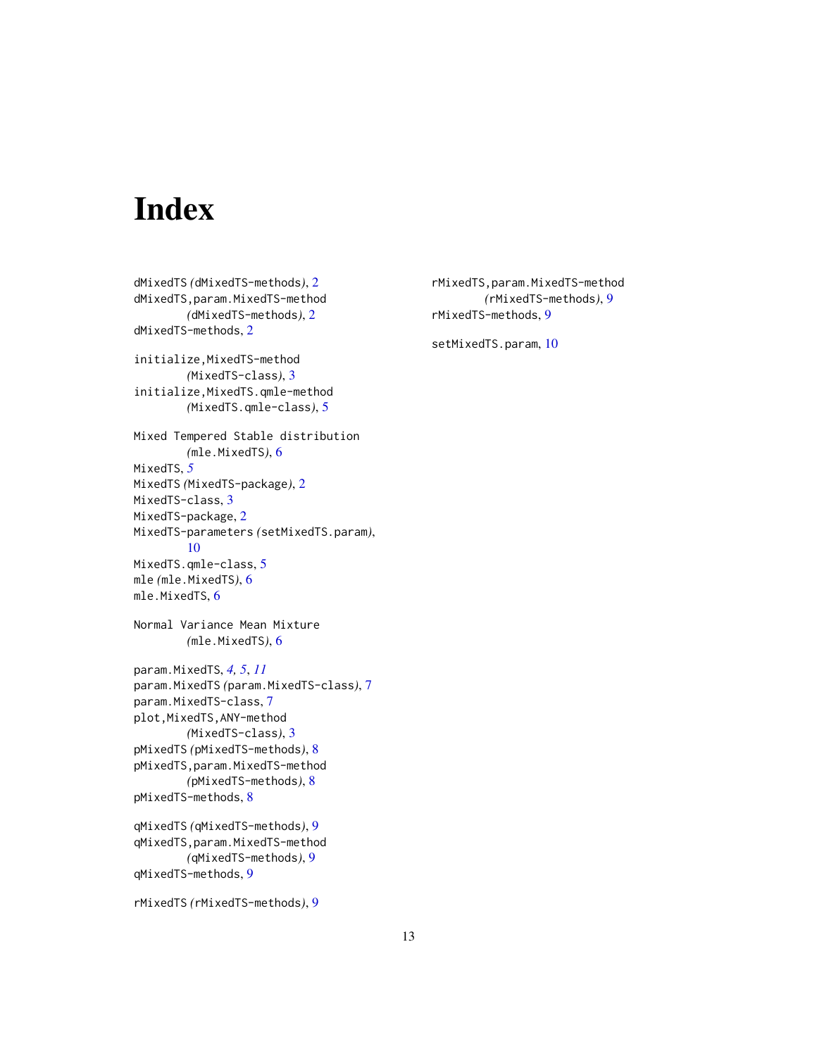# Index

dMixedTS *(*dMixedTS-methods*)*, 2
dMixedTS,param.MixedTS-method
  *(*dMixedTS-methods*)*, 2
dMixedTS-methods, 2

initialize,MixedTS-method
  *(*MixedTS-class*)*, 3
initialize,MixedTS.qmle-method
  *(*MixedTS.qmle-class*)*, 5

Mixed Tempered Stable distribution
  *(*mle.MixedTS*)*, 6
MixedTS, *5*
MixedTS *(*MixedTS-package*)*, 2
MixedTS-class, 3
MixedTS-package, 2
MixedTS-parameters *(*setMixedTS.param*)*,
  10
MixedTS.qmle-class, 5
mle *(*mle.MixedTS*)*, 6
mle.MixedTS, 6

Normal Variance Mean Mixture
  *(*mle.MixedTS*)*, 6

param.MixedTS, *4*, *5*, *11*
param.MixedTS *(*param.MixedTS-class*)*, 7
param.MixedTS-class, 7
plot,MixedTS,ANY-method
  *(*MixedTS-class*)*, 3
pMixedTS *(*pMixedTS-methods*)*, 8
pMixedTS,param.MixedTS-method
  *(*pMixedTS-methods*)*, 8
pMixedTS-methods, 8

qMixedTS *(*qMixedTS-methods*)*, 9
qMixedTS,param.MixedTS-method
  *(*qMixedTS-methods*)*, 9
qMixedTS-methods, 9

rMixedTS *(*rMixedTS-methods*)*, 9
rMixedTS,param.MixedTS-method
  *(*rMixedTS-methods*)*, 9
rMixedTS-methods, 9

setMixedTS.param, 10